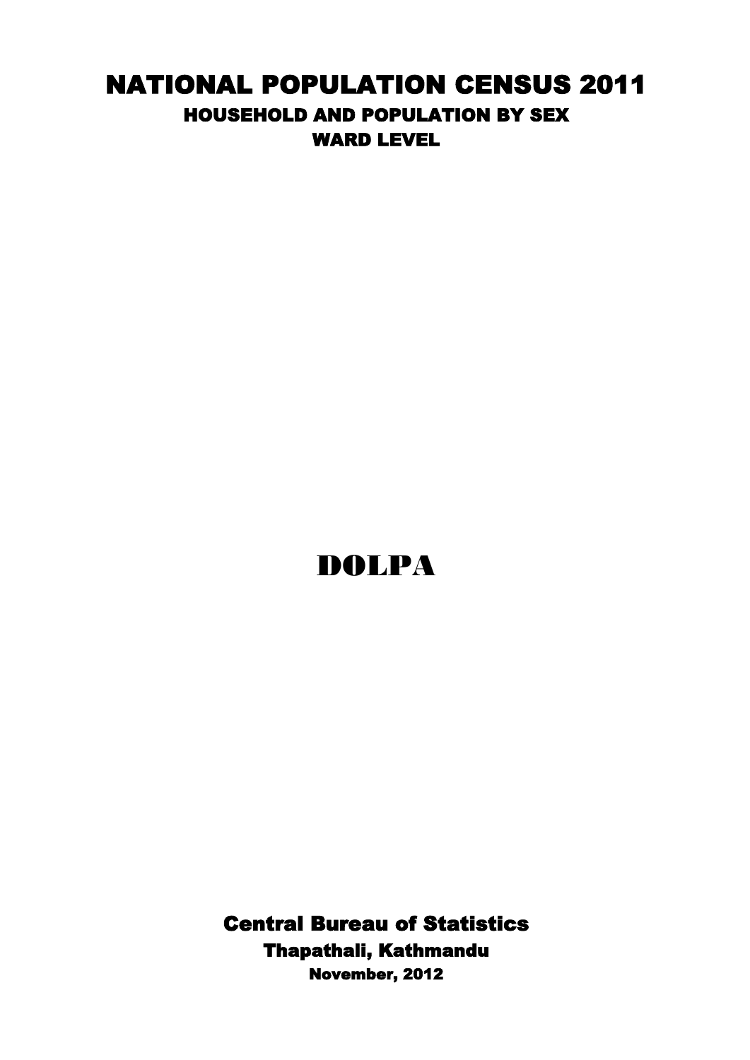# NATIONAL POPULATION CENSUS 2011

## HOUSEHOLD AND POPULATION BY SEX

### WARD LEVEL

# DOLPA

**Central Bureau of Statistics**

**Thapathali, Kathmandu**

**November, 2012**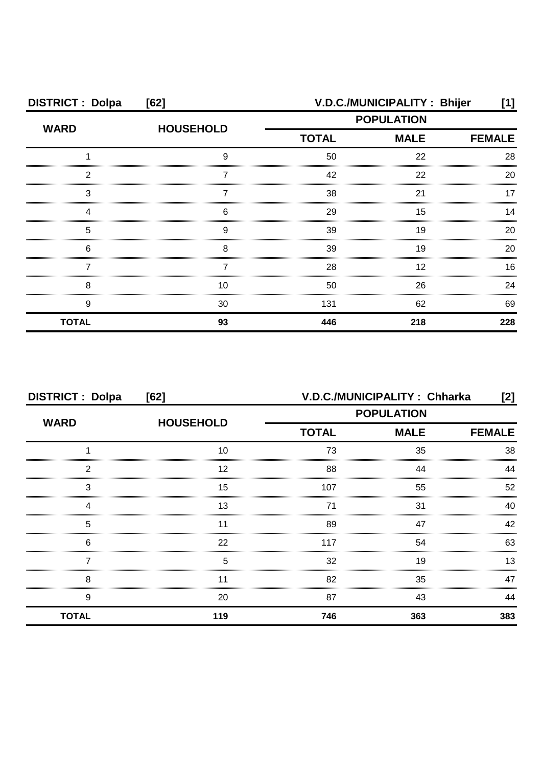**DISTRICT : Dolpa [62]** **V.D.C./MUNICIPALITY : Bhijer [1]**

| WARD | HOUSEHOLD | POPULATION | | |
|---|---|---|---|---|
| | | TOTAL | MALE | FEMALE |
| 1 | 9 | 50 | 22 | 28 |
| 2 | 7 | 42 | 22 | 20 |
| 3 | 7 | 38 | 21 | 17 |
| 4 | 6 | 29 | 15 | 14 |
| 5 | 9 | 39 | 19 | 20 |
| 6 | 8 | 39 | 19 | 20 |
| 7 | 7 | 28 | 12 | 16 |
| 8 | 10 | 50 | 26 | 24 |
| 9 | 30 | 131 | 62 | 69 |
| **TOTAL** | **93** | **446** | **218** | **228** |

**DISTRICT : Dolpa [62]** **V.D.C./MUNICIPALITY : Chharka [2]**

| WARD | HOUSEHOLD | POPULATION | | |
|---|---|---|---|---|
| | | TOTAL | MALE | FEMALE |
| 1 | 10 | 73 | 35 | 38 |
| 2 | 12 | 88 | 44 | 44 |
| 3 | 15 | 107 | 55 | 52 |
| 4 | 13 | 71 | 31 | 40 |
| 5 | 11 | 89 | 47 | 42 |
| 6 | 22 | 117 | 54 | 63 |
| 7 | 5 | 32 | 19 | 13 |
| 8 | 11 | 82 | 35 | 47 |
| 9 | 20 | 87 | 43 | 44 |
| **TOTAL** | **119** | **746** | **363** | **383** |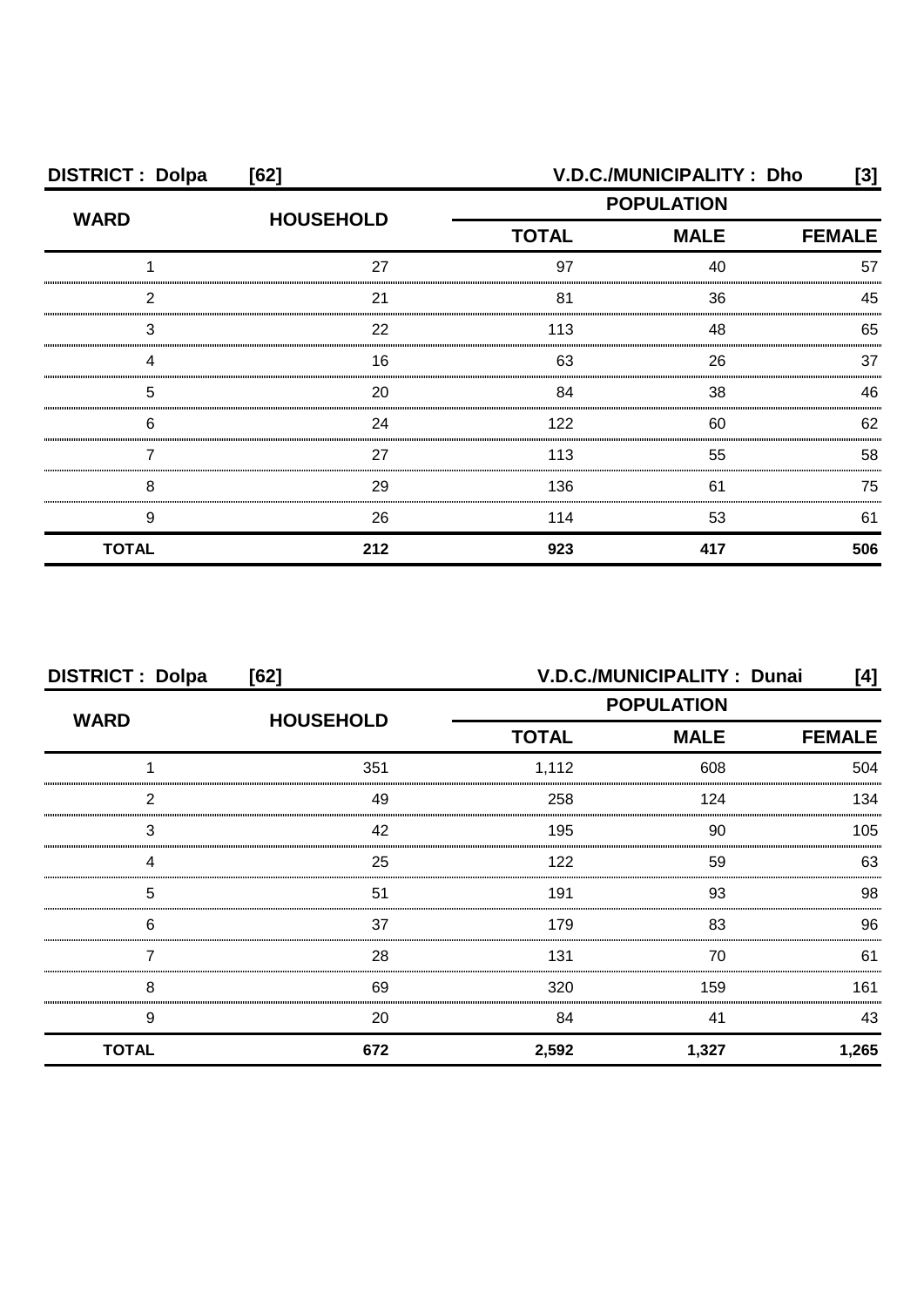**DISTRICT : Dolpa [62]** **V.D.C./MUNICIPALITY : Dho [3]**

| WARD | HOUSEHOLD | POPULATION | | |
|---|---|---|---|---|
| | | TOTAL | MALE | FEMALE |
| 1 | 27 | 97 | 40 | 57 |
| 2 | 21 | 81 | 36 | 45 |
| 3 | 22 | 113 | 48 | 65 |
| 4 | 16 | 63 | 26 | 37 |
| 5 | 20 | 84 | 38 | 46 |
| 6 | 24 | 122 | 60 | 62 |
| 7 | 27 | 113 | 55 | 58 |
| 8 | 29 | 136 | 61 | 75 |
| 9 | 26 | 114 | 53 | 61 |
| **TOTAL** | **212** | **923** | **417** | **506** |

**DISTRICT : Dolpa [62]** **V.D.C./MUNICIPALITY : Dunai [4]**

| WARD | HOUSEHOLD | POPULATION | | |
|---|---|---|---|---|
| | | TOTAL | MALE | FEMALE |
| 1 | 351 | 1,112 | 608 | 504 |
| 2 | 49 | 258 | 124 | 134 |
| 3 | 42 | 195 | 90 | 105 |
| 4 | 25 | 122 | 59 | 63 |
| 5 | 51 | 191 | 93 | 98 |
| 6 | 37 | 179 | 83 | 96 |
| 7 | 28 | 131 | 70 | 61 |
| 8 | 69 | 320 | 159 | 161 |
| 9 | 20 | 84 | 41 | 43 |
| **TOTAL** | **672** | **2,592** | **1,327** | **1,265** |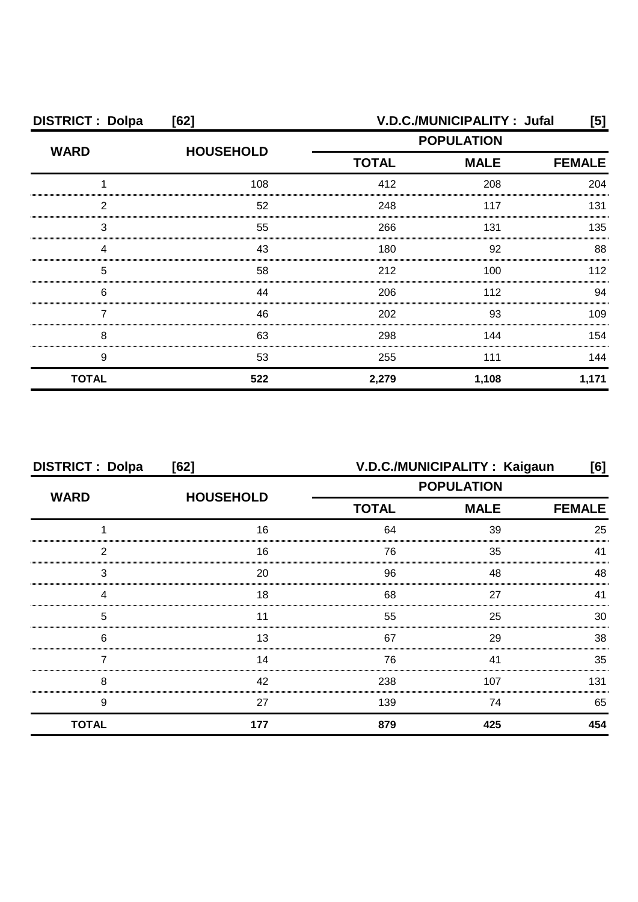**DISTRICT : Dolpa [62]** **V.D.C./MUNICIPALITY : Jufal [5]**

| WARD | HOUSEHOLD | POPULATION | | |
|---|---|---|---|---|
| | | TOTAL | MALE | FEMALE |
| 1 | 108 | 412 | 208 | 204 |
| 2 | 52 | 248 | 117 | 131 |
| 3 | 55 | 266 | 131 | 135 |
| 4 | 43 | 180 | 92 | 88 |
| 5 | 58 | 212 | 100 | 112 |
| 6 | 44 | 206 | 112 | 94 |
| 7 | 46 | 202 | 93 | 109 |
| 8 | 63 | 298 | 144 | 154 |
| 9 | 53 | 255 | 111 | 144 |
| **TOTAL** | **522** | **2,279** | **1,108** | **1,171** |

**DISTRICT : Dolpa [62]** **V.D.C./MUNICIPALITY : Kaigaun [6]**

| WARD | HOUSEHOLD | POPULATION | | |
|---|---|---|---|---|
| | | TOTAL | MALE | FEMALE |
| 1 | 16 | 64 | 39 | 25 |
| 2 | 16 | 76 | 35 | 41 |
| 3 | 20 | 96 | 48 | 48 |
| 4 | 18 | 68 | 27 | 41 |
| 5 | 11 | 55 | 25 | 30 |
| 6 | 13 | 67 | 29 | 38 |
| 7 | 14 | 76 | 41 | 35 |
| 8 | 42 | 238 | 107 | 131 |
| 9 | 27 | 139 | 74 | 65 |
| **TOTAL** | **177** | **879** | **425** | **454** |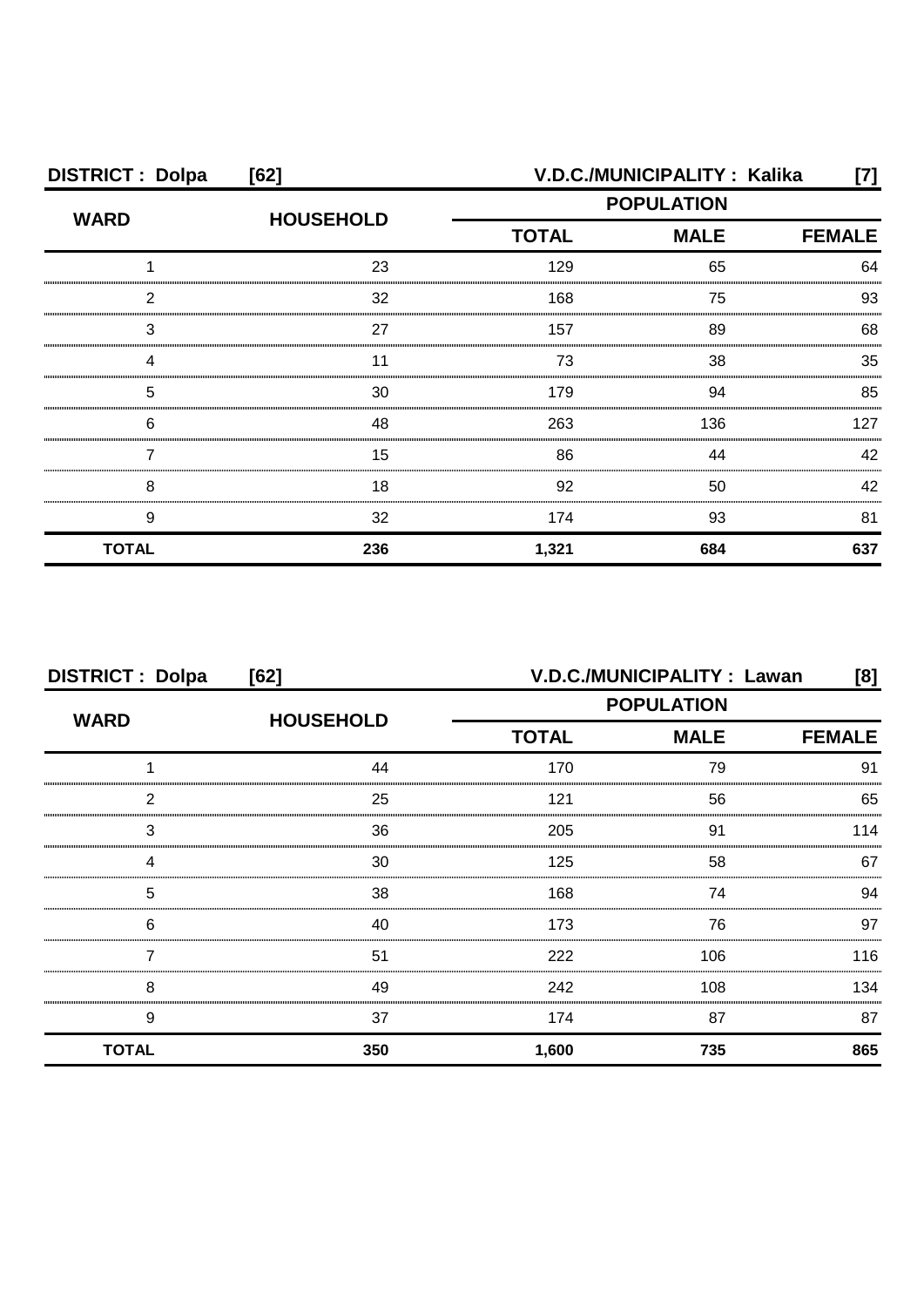**DISTRICT : Dolpa [62]** **V.D.C./MUNICIPALITY : Kalika [7]**

| WARD | HOUSEHOLD | POPULATION | | |
|---|---|---|---|---|
| | | TOTAL | MALE | FEMALE |
| 1 | 23 | 129 | 65 | 64 |
| 2 | 32 | 168 | 75 | 93 |
| 3 | 27 | 157 | 89 | 68 |
| 4 | 11 | 73 | 38 | 35 |
| 5 | 30 | 179 | 94 | 85 |
| 6 | 48 | 263 | 136 | 127 |
| 7 | 15 | 86 | 44 | 42 |
| 8 | 18 | 92 | 50 | 42 |
| 9 | 32 | 174 | 93 | 81 |
| **TOTAL** | **236** | **1,321** | **684** | **637** |

**DISTRICT : Dolpa [62]** **V.D.C./MUNICIPALITY : Lawan [8]**

| WARD | HOUSEHOLD | POPULATION | | |
|---|---|---|---|---|
| | | TOTAL | MALE | FEMALE |
| 1 | 44 | 170 | 79 | 91 |
| 2 | 25 | 121 | 56 | 65 |
| 3 | 36 | 205 | 91 | 114 |
| 4 | 30 | 125 | 58 | 67 |
| 5 | 38 | 168 | 74 | 94 |
| 6 | 40 | 173 | 76 | 97 |
| 7 | 51 | 222 | 106 | 116 |
| 8 | 49 | 242 | 108 | 134 |
| 9 | 37 | 174 | 87 | 87 |
| **TOTAL** | **350** | **1,600** | **735** | **865** |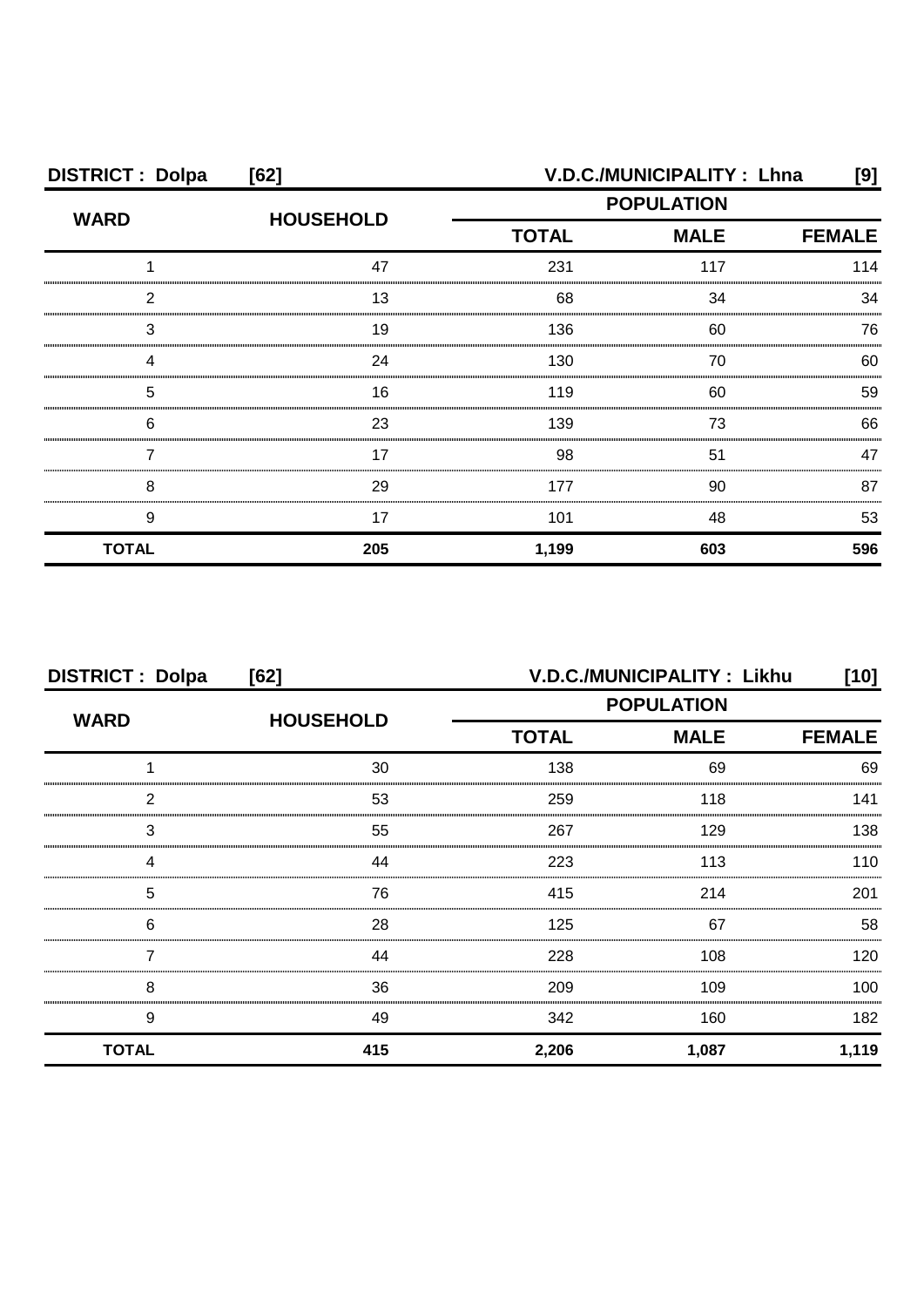**DISTRICT : Dolpa [62]** **V.D.C./MUNICIPALITY : Lhna [9]**

| WARD | HOUSEHOLD | POPULATION | | |
|---|---|---|---|---|
| | | TOTAL | MALE | FEMALE |
| 1 | 47 | 231 | 117 | 114 |
| 2 | 13 | 68 | 34 | 34 |
| 3 | 19 | 136 | 60 | 76 |
| 4 | 24 | 130 | 70 | 60 |
| 5 | 16 | 119 | 60 | 59 |
| 6 | 23 | 139 | 73 | 66 |
| 7 | 17 | 98 | 51 | 47 |
| 8 | 29 | 177 | 90 | 87 |
| 9 | 17 | 101 | 48 | 53 |
| **TOTAL** | **205** | **1,199** | **603** | **596** |

**DISTRICT : Dolpa [62]** **V.D.C./MUNICIPALITY : Likhu [10]**

| WARD | HOUSEHOLD | POPULATION | | |
|---|---|---|---|---|
| | | TOTAL | MALE | FEMALE |
| 1 | 30 | 138 | 69 | 69 |
| 2 | 53 | 259 | 118 | 141 |
| 3 | 55 | 267 | 129 | 138 |
| 4 | 44 | 223 | 113 | 110 |
| 5 | 76 | 415 | 214 | 201 |
| 6 | 28 | 125 | 67 | 58 |
| 7 | 44 | 228 | 108 | 120 |
| 8 | 36 | 209 | 109 | 100 |
| 9 | 49 | 342 | 160 | 182 |
| **TOTAL** | **415** | **2,206** | **1,087** | **1,119** |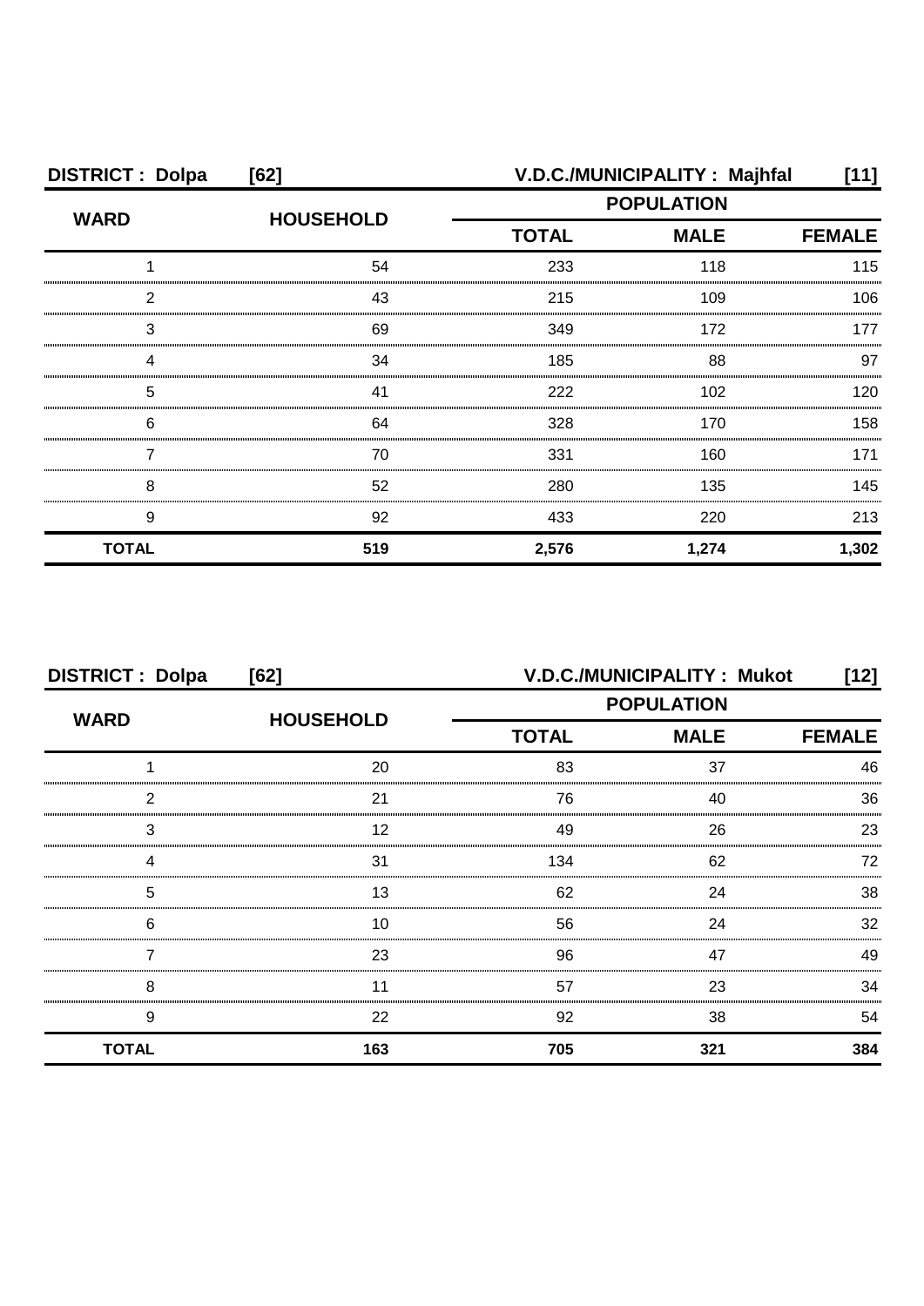**DISTRICT : Dolpa [62]** **V.D.C./MUNICIPALITY : Majhfal [11]**

| WARD | HOUSEHOLD | POPULATION | | |
|---|---|---|---|---|
| | | TOTAL | MALE | FEMALE |
| 1 | 54 | 233 | 118 | 115 |
| 2 | 43 | 215 | 109 | 106 |
| 3 | 69 | 349 | 172 | 177 |
| 4 | 34 | 185 | 88 | 97 |
| 5 | 41 | 222 | 102 | 120 |
| 6 | 64 | 328 | 170 | 158 |
| 7 | 70 | 331 | 160 | 171 |
| 8 | 52 | 280 | 135 | 145 |
| 9 | 92 | 433 | 220 | 213 |
| **TOTAL** | **519** | **2,576** | **1,274** | **1,302** |

**DISTRICT : Dolpa [62]** **V.D.C./MUNICIPALITY : Mukot [12]**

| WARD | HOUSEHOLD | POPULATION | | |
|---|---|---|---|---|
| | | TOTAL | MALE | FEMALE |
| 1 | 20 | 83 | 37 | 46 |
| 2 | 21 | 76 | 40 | 36 |
| 3 | 12 | 49 | 26 | 23 |
| 4 | 31 | 134 | 62 | 72 |
| 5 | 13 | 62 | 24 | 38 |
| 6 | 10 | 56 | 24 | 32 |
| 7 | 23 | 96 | 47 | 49 |
| 8 | 11 | 57 | 23 | 34 |
| 9 | 22 | 92 | 38 | 54 |
| **TOTAL** | **163** | **705** | **321** | **384** |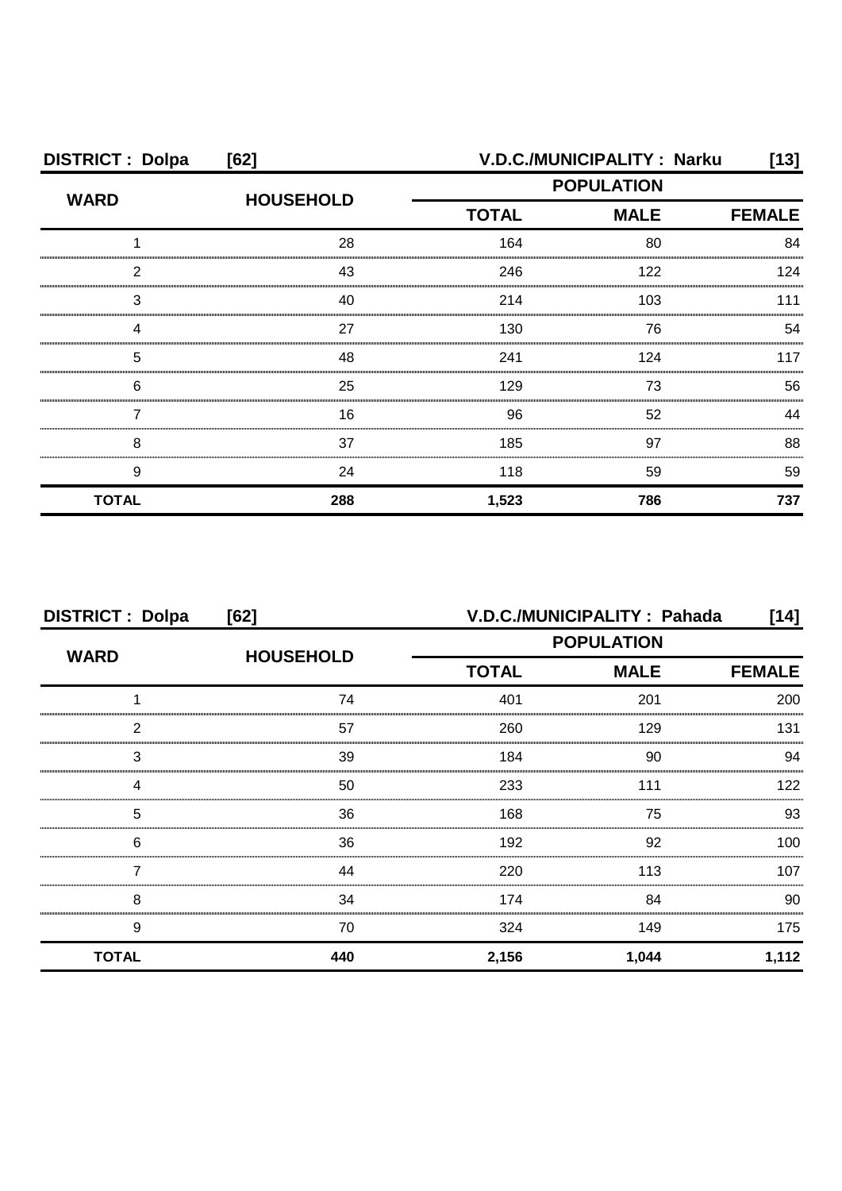**DISTRICT : Dolpa [62] V.D.C./MUNICIPALITY : Narku [13]**

| WARD | HOUSEHOLD | POPULATION | | |
|---|---|---|---|---|
| | | TOTAL | MALE | FEMALE |
| 1 | 28 | 164 | 80 | 84 |
| 2 | 43 | 246 | 122 | 124 |
| 3 | 40 | 214 | 103 | 111 |
| 4 | 27 | 130 | 76 | 54 |
| 5 | 48 | 241 | 124 | 117 |
| 6 | 25 | 129 | 73 | 56 |
| 7 | 16 | 96 | 52 | 44 |
| 8 | 37 | 185 | 97 | 88 |
| 9 | 24 | 118 | 59 | 59 |
| **TOTAL** | **288** | **1,523** | **786** | **737** |

**DISTRICT : Dolpa [62] V.D.C./MUNICIPALITY : Pahada [14]**

| WARD | HOUSEHOLD | POPULATION | | |
|---|---|---|---|---|
| | | TOTAL | MALE | FEMALE |
| 1 | 74 | 401 | 201 | 200 |
| 2 | 57 | 260 | 129 | 131 |
| 3 | 39 | 184 | 90 | 94 |
| 4 | 50 | 233 | 111 | 122 |
| 5 | 36 | 168 | 75 | 93 |
| 6 | 36 | 192 | 92 | 100 |
| 7 | 44 | 220 | 113 | 107 |
| 8 | 34 | 174 | 84 | 90 |
| 9 | 70 | 324 | 149 | 175 |
| **TOTAL** | **440** | **2,156** | **1,044** | **1,112** |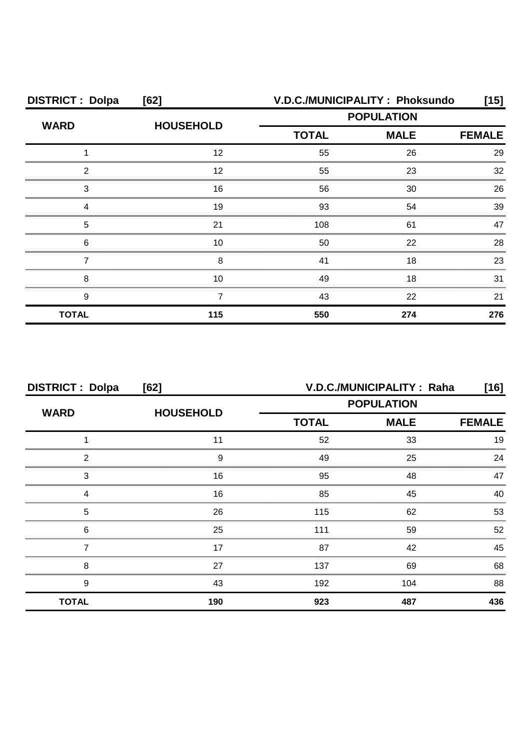**DISTRICT : Dolpa [62]** **V.D.C./MUNICIPALITY : Phoksundo [15]**

| WARD | HOUSEHOLD | POPULATION | | |
|---|---|---|---|---|
| | | TOTAL | MALE | FEMALE |
| 1 | 12 | 55 | 26 | 29 |
| 2 | 12 | 55 | 23 | 32 |
| 3 | 16 | 56 | 30 | 26 |
| 4 | 19 | 93 | 54 | 39 |
| 5 | 21 | 108 | 61 | 47 |
| 6 | 10 | 50 | 22 | 28 |
| 7 | 8 | 41 | 18 | 23 |
| 8 | 10 | 49 | 18 | 31 |
| 9 | 7 | 43 | 22 | 21 |
| **TOTAL** | **115** | **550** | **274** | **276** |

**DISTRICT : Dolpa [62]** **V.D.C./MUNICIPALITY : Raha [16]**

| WARD | HOUSEHOLD | POPULATION | | |
|---|---|---|---|---|
| | | TOTAL | MALE | FEMALE |
| 1 | 11 | 52 | 33 | 19 |
| 2 | 9 | 49 | 25 | 24 |
| 3 | 16 | 95 | 48 | 47 |
| 4 | 16 | 85 | 45 | 40 |
| 5 | 26 | 115 | 62 | 53 |
| 6 | 25 | 111 | 59 | 52 |
| 7 | 17 | 87 | 42 | 45 |
| 8 | 27 | 137 | 69 | 68 |
| 9 | 43 | 192 | 104 | 88 |
| **TOTAL** | **190** | **923** | **487** | **436** |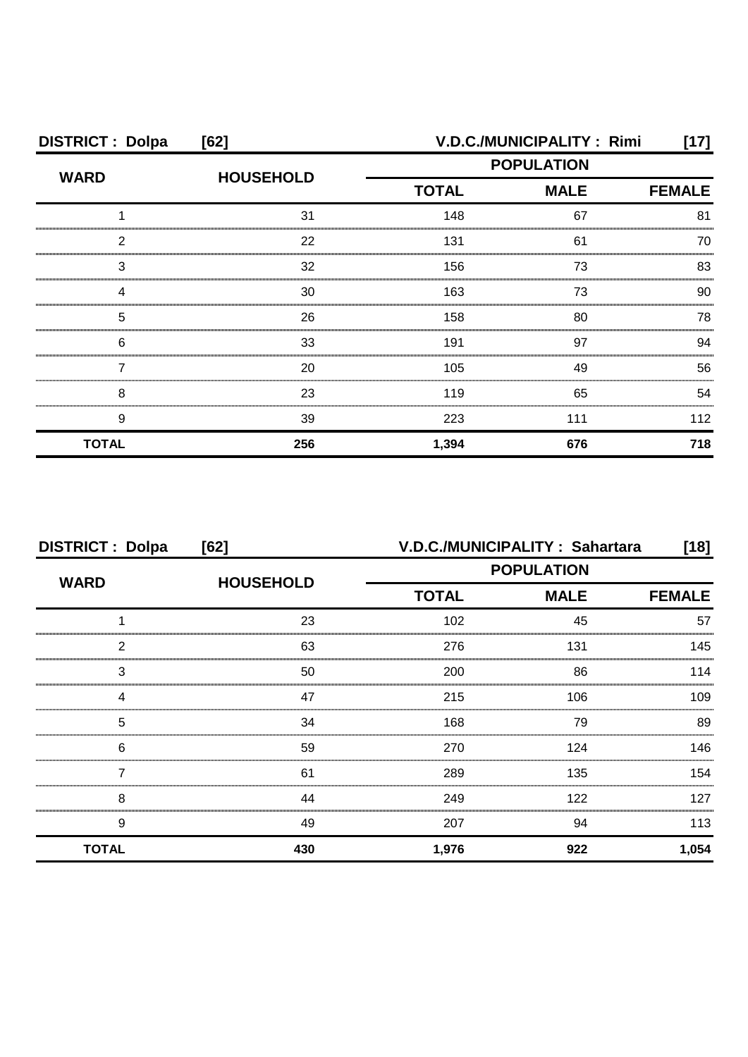**DISTRICT : Dolpa [62]** **V.D.C./MUNICIPALITY : Rimi [17]**

| WARD | HOUSEHOLD | POPULATION | | |
|---|---|---|---|---|
| | | TOTAL | MALE | FEMALE |
| 1 | 31 | 148 | 67 | 81 |
| 2 | 22 | 131 | 61 | 70 |
| 3 | 32 | 156 | 73 | 83 |
| 4 | 30 | 163 | 73 | 90 |
| 5 | 26 | 158 | 80 | 78 |
| 6 | 33 | 191 | 97 | 94 |
| 7 | 20 | 105 | 49 | 56 |
| 8 | 23 | 119 | 65 | 54 |
| 9 | 39 | 223 | 111 | 112 |
| **TOTAL** | **256** | **1,394** | **676** | **718** |

**DISTRICT : Dolpa [62]** **V.D.C./MUNICIPALITY : Sahartara [18]**

| WARD | HOUSEHOLD | POPULATION | | |
|---|---|---|---|---|
| | | TOTAL | MALE | FEMALE |
| 1 | 23 | 102 | 45 | 57 |
| 2 | 63 | 276 | 131 | 145 |
| 3 | 50 | 200 | 86 | 114 |
| 4 | 47 | 215 | 106 | 109 |
| 5 | 34 | 168 | 79 | 89 |
| 6 | 59 | 270 | 124 | 146 |
| 7 | 61 | 289 | 135 | 154 |
| 8 | 44 | 249 | 122 | 127 |
| 9 | 49 | 207 | 94 | 113 |
| **TOTAL** | **430** | **1,976** | **922** | **1,054** |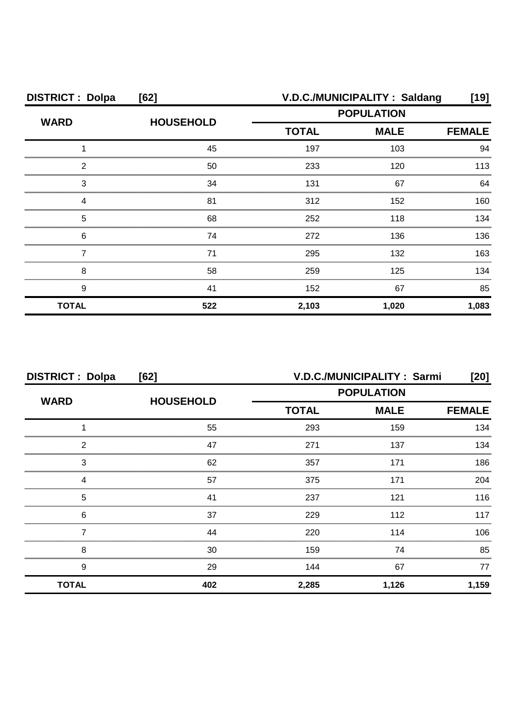**DISTRICT : Dolpa [62] V.D.C./MUNICIPALITY : Saldang [19]**

| WARD | HOUSEHOLD | POPULATION | | |
|---|---|---|---|---|
| | | TOTAL | MALE | FEMALE |
| 1 | 45 | 197 | 103 | 94 |
| 2 | 50 | 233 | 120 | 113 |
| 3 | 34 | 131 | 67 | 64 |
| 4 | 81 | 312 | 152 | 160 |
| 5 | 68 | 252 | 118 | 134 |
| 6 | 74 | 272 | 136 | 136 |
| 7 | 71 | 295 | 132 | 163 |
| 8 | 58 | 259 | 125 | 134 |
| 9 | 41 | 152 | 67 | 85 |
| **TOTAL** | **522** | **2,103** | **1,020** | **1,083** |

**DISTRICT : Dolpa [62] V.D.C./MUNICIPALITY : Sarmi [20]**

| WARD | HOUSEHOLD | POPULATION | | |
|---|---|---|---|---|
| | | TOTAL | MALE | FEMALE |
| 1 | 55 | 293 | 159 | 134 |
| 2 | 47 | 271 | 137 | 134 |
| 3 | 62 | 357 | 171 | 186 |
| 4 | 57 | 375 | 171 | 204 |
| 5 | 41 | 237 | 121 | 116 |
| 6 | 37 | 229 | 112 | 117 |
| 7 | 44 | 220 | 114 | 106 |
| 8 | 30 | 159 | 74 | 85 |
| 9 | 29 | 144 | 67 | 77 |
| **TOTAL** | **402** | **2,285** | **1,126** | **1,159** |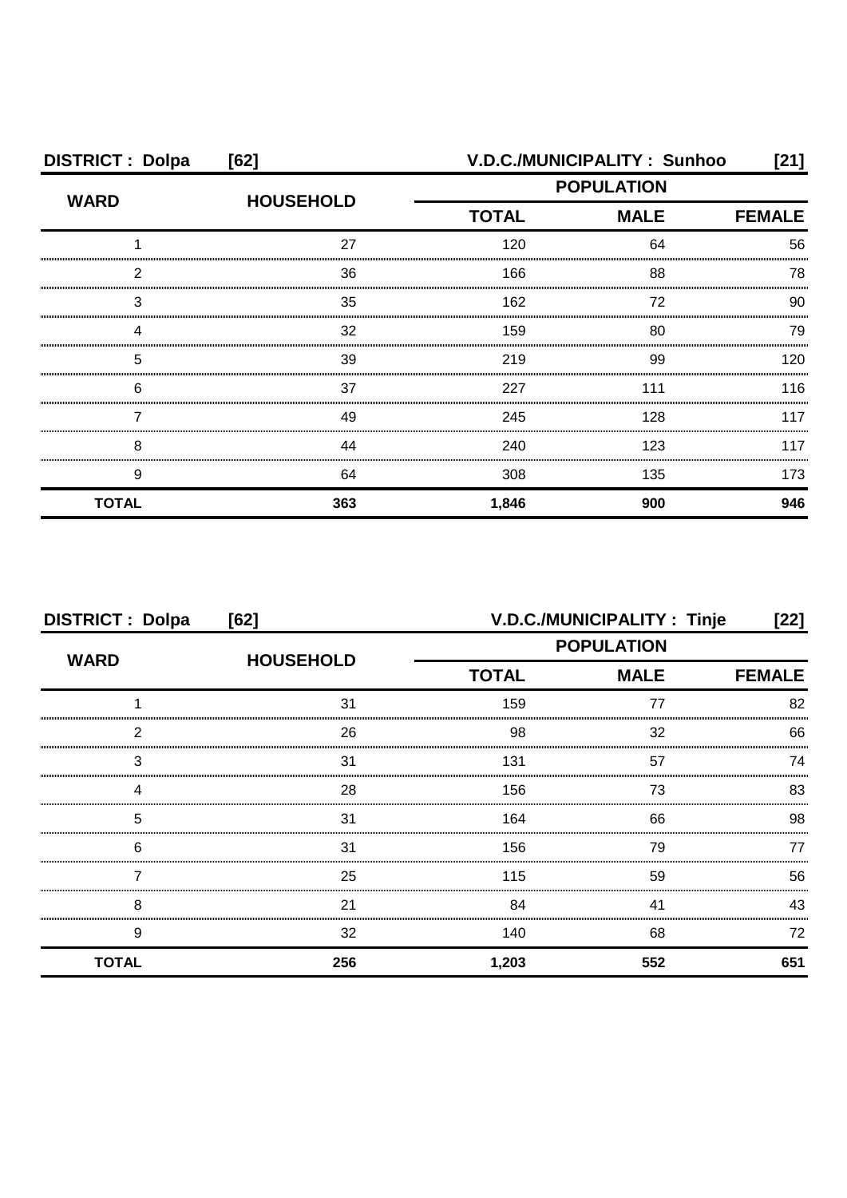**DISTRICT : Dolpa [62]** **V.D.C./MUNICIPALITY : Sunhoo [21]**

| WARD | HOUSEHOLD | POPULATION | | |
|---|---|---|---|---|
| | | TOTAL | MALE | FEMALE |
| 1 | 27 | 120 | 64 | 56 |
| 2 | 36 | 166 | 88 | 78 |
| 3 | 35 | 162 | 72 | 90 |
| 4 | 32 | 159 | 80 | 79 |
| 5 | 39 | 219 | 99 | 120 |
| 6 | 37 | 227 | 111 | 116 |
| 7 | 49 | 245 | 128 | 117 |
| 8 | 44 | 240 | 123 | 117 |
| 9 | 64 | 308 | 135 | 173 |
| **TOTAL** | **363** | **1,846** | **900** | **946** |

**DISTRICT : Dolpa [62]** **V.D.C./MUNICIPALITY : Tinje [22]**

| WARD | HOUSEHOLD | POPULATION | | |
|---|---|---|---|---|
| | | TOTAL | MALE | FEMALE |
| 1 | 31 | 159 | 77 | 82 |
| 2 | 26 | 98 | 32 | 66 |
| 3 | 31 | 131 | 57 | 74 |
| 4 | 28 | 156 | 73 | 83 |
| 5 | 31 | 164 | 66 | 98 |
| 6 | 31 | 156 | 79 | 77 |
| 7 | 25 | 115 | 59 | 56 |
| 8 | 21 | 84 | 41 | 43 |
| 9 | 32 | 140 | 68 | 72 |
| **TOTAL** | **256** | **1,203** | **552** | **651** |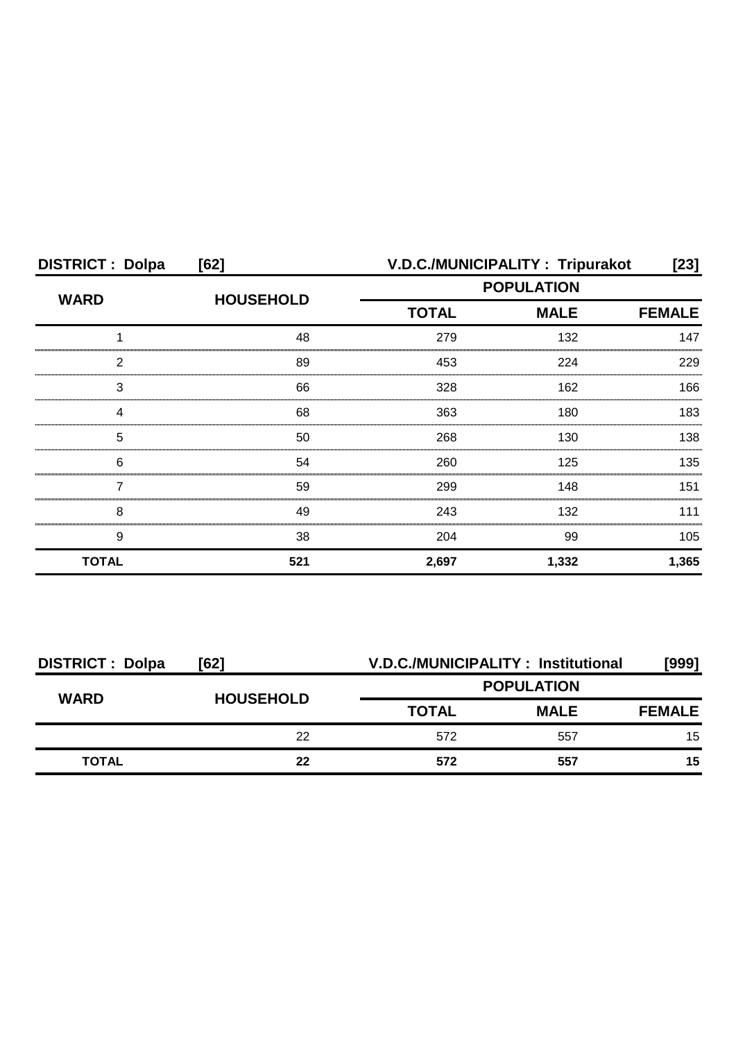**DISTRICT : Dolpa [62]** **V.D.C./MUNICIPALITY : Tripurakot [23]**

| WARD | HOUSEHOLD | POPULATION | | |
|---|---|---|---|---|
| | | TOTAL | MALE | FEMALE |
| 1 | 48 | 279 | 132 | 147 |
| 2 | 89 | 453 | 224 | 229 |
| 3 | 66 | 328 | 162 | 166 |
| 4 | 68 | 363 | 180 | 183 |
| 5 | 50 | 268 | 130 | 138 |
| 6 | 54 | 260 | 125 | 135 |
| 7 | 59 | 299 | 148 | 151 |
| 8 | 49 | 243 | 132 | 111 |
| 9 | 38 | 204 | 99 | 105 |
| **TOTAL** | **521** | **2,697** | **1,332** | **1,365** |

**DISTRICT : Dolpa [62]** **V.D.C./MUNICIPALITY : Institutional [999]**

| WARD | HOUSEHOLD | POPULATION | | |
|---|---|---|---|---|
| | | TOTAL | MALE | FEMALE |
| | 22 | 572 | 557 | 15 |
| **TOTAL** | **22** | **572** | **557** | **15** |